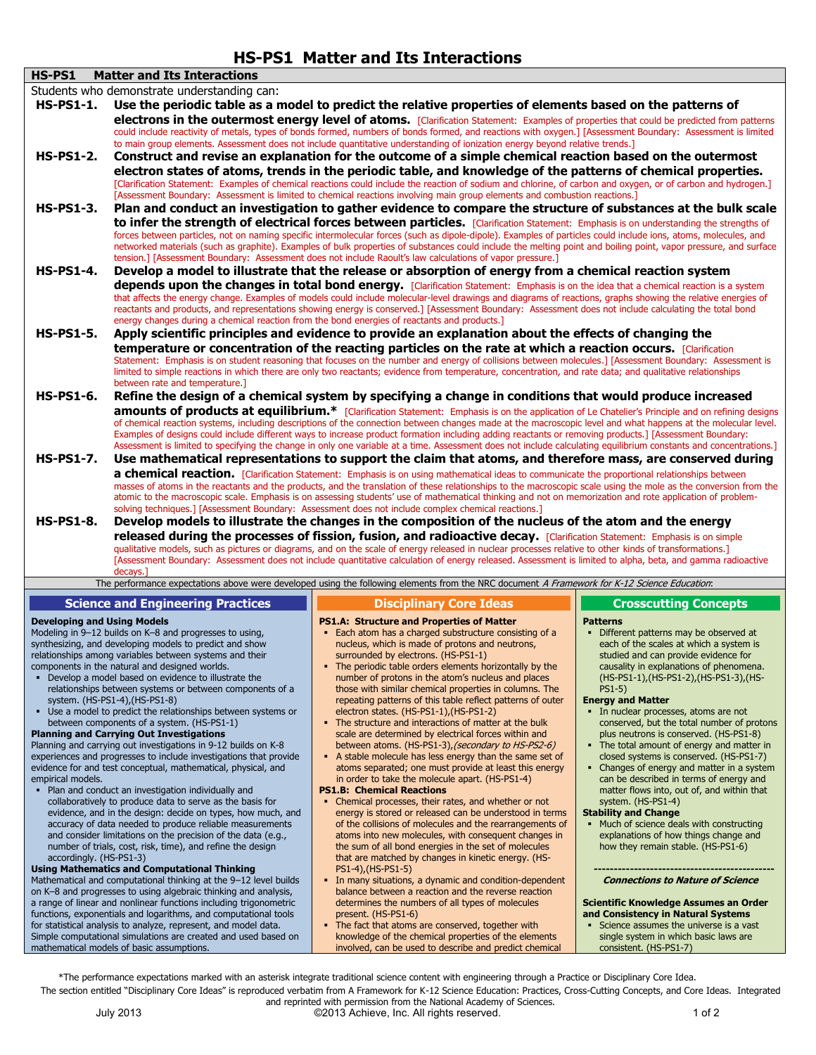# HS-PS1 Matter and Its Interactions

## HS-PS1 Matter and Its Interactions

Students who demonstrate understanding can:

**HS-PS1-1. Use the periodic table as a model to predict the relative properties of elements based on the patterns of electrons in the outermost energy level of atoms.** [Clarification Statement: Examples of properties that could be predicted from patterns could include reactivity of metals, types of bonds formed, numbers of bonds formed, and reactions with oxygen.] [Assessment Boundary: Assessment is limited to main group elements. Assessment does not include quantitative understanding of ionization energy beyond relative trends.]

**HS-PS1-2. Construct and revise an explanation for the outcome of a simple chemical reaction based on the outermost electron states of atoms, trends in the periodic table, and knowledge of the patterns of chemical properties.** [Clarification Statement: Examples of chemical reactions could include the reaction of sodium and chlorine, of carbon and oxygen, or of carbon and hydrogen.] [Assessment Boundary: Assessment is limited to chemical reactions involving main group elements and combustion reactions.]

**HS-PS1-3. Plan and conduct an investigation to gather evidence to compare the structure of substances at the bulk scale to infer the strength of electrical forces between particles.** [Clarification Statement: Emphasis is on understanding the strengths of forces between particles, not on naming specific intermolecular forces (such as dipole-dipole). Examples of particles could include ions, atoms, molecules, and networked materials (such as graphite). Examples of bulk properties of substances could include the melting point and boiling point, vapor pressure, and surface tension.] [Assessment Boundary: Assessment does not include Raoult's law calculations of vapor pressure.]

**HS-PS1-4. Develop a model to illustrate that the release or absorption of energy from a chemical reaction system depends upon the changes in total bond energy.** [Clarification Statement: Emphasis is on the idea that a chemical reaction is a system that affects the energy change. Examples of models could include molecular-level drawings and diagrams of reactions, graphs showing the relative energies of reactants and products, and representations showing energy is conserved.] [Assessment Boundary: Assessment does not include calculating the total bond energy changes during a chemical reaction from the bond energies of reactants and products.]

**HS-PS1-5. Apply scientific principles and evidence to provide an explanation about the effects of changing the temperature or concentration of the reacting particles on the rate at which a reaction occurs.** [Clarification Statement: Emphasis is on student reasoning that focuses on the number and energy of collisions between molecules.] [Assessment Boundary: Assessment is limited to simple reactions in which there are only two reactants; evidence from temperature, concentration, and rate data; and qualitative relationships between rate and temperature.]

**HS-PS1-6. Refine the design of a chemical system by specifying a change in conditions that would produce increased amounts of products at equilibrium.*** [Clarification Statement: Emphasis is on the application of Le Chatelier's Principle and on refining designs of chemical reaction systems, including descriptions of the connection between changes made at the macroscopic level and what happens at the molecular level. Examples of designs could include different ways to increase product formation including adding reactants or removing products.] [Assessment Boundary: Assessment is limited to specifying the change in only one variable at a time. Assessment does not include calculating equilibrium constants and concentrations.]

**HS-PS1-7. Use mathematical representations to support the claim that atoms, and therefore mass, are conserved during a chemical reaction.** [Clarification Statement: Emphasis is on using mathematical ideas to communicate the proportional relationships between masses of atoms in the reactants and the products, and the translation of these relationships to the macroscopic scale using the mole as the conversion from the atomic to the macroscopic scale. Emphasis is on assessing students' use of mathematical thinking and not on memorization and rote application of problem-solving techniques.] [Assessment Boundary: Assessment does not include complex chemical reactions.]

**HS-PS1-8. Develop models to illustrate the changes in the composition of the nucleus of the atom and the energy released during the processes of fission, fusion, and radioactive decay.** [Clarification Statement: Emphasis is on simple qualitative models, such as pictures or diagrams, and on the scale of energy released in nuclear processes relative to other kinds of transformations.] [Assessment Boundary: Assessment does not include quantitative calculation of energy released. Assessment is limited to alpha, beta, and gamma radioactive decays.]

The performance expectations above were developed using the following elements from the NRC document *A Framework for K-12 Science Education*:

### Science and Engineering Practices

**Developing and Using Models**

Modeling in 9–12 builds on K–8 and progresses to using, synthesizing, and developing models to predict and show relationships among variables between systems and their components in the natural and designed worlds.

- Develop a model based on evidence to illustrate the relationships between systems or between components of a system. (HS-PS1-4),(HS-PS1-8)
- Use a model to predict the relationships between systems or between components of a system. (HS-PS1-1)

**Planning and Carrying Out Investigations**

Planning and carrying out investigations in 9-12 builds on K-8 experiences and progresses to include investigations that provide evidence for and test conceptual, mathematical, physical, and empirical models.

- Plan and conduct an investigation individually and collaboratively to produce data to serve as the basis for evidence, and in the design: decide on types, how much, and accuracy of data needed to produce reliable measurements and consider limitations on the precision of the data (e.g., number of trials, cost, risk, time), and refine the design accordingly. (HS-PS1-3)

**Using Mathematics and Computational Thinking**

Mathematical and computational thinking at the 9–12 level builds on K–8 and progresses to using algebraic thinking and analysis, a range of linear and nonlinear functions including trigonometric functions, exponentials and logarithms, and computational tools for statistical analysis to analyze, represent, and model data. Simple computational simulations are created and used based on mathematical models of basic assumptions.

### Disciplinary Core Ideas

**PS1.A: Structure and Properties of Matter**

- Each atom has a charged substructure consisting of a nucleus, which is made of protons and neutrons, surrounded by electrons. (HS-PS1-1)
- The periodic table orders elements horizontally by the number of protons in the atom's nucleus and places those with similar chemical properties in columns. The repeating patterns of this table reflect patterns of outer electron states. (HS-PS1-1),(HS-PS1-2)
- The structure and interactions of matter at the bulk scale are determined by electrical forces within and between atoms. (HS-PS1-3),*(secondary to HS-PS2-6)*
- A stable molecule has less energy than the same set of atoms separated; one must provide at least this energy in order to take the molecule apart. (HS-PS1-4)

**PS1.B: Chemical Reactions**

- Chemical processes, their rates, and whether or not energy is stored or released can be understood in terms of the collisions of molecules and the rearrangements of atoms into new molecules, with consequent changes in the sum of all bond energies in the set of molecules that are matched by changes in kinetic energy. (HS-PS1-4),(HS-PS1-5)
- In many situations, a dynamic and condition-dependent balance between a reaction and the reverse reaction determines the numbers of all types of molecules present. (HS-PS1-6)
- The fact that atoms are conserved, together with knowledge of the chemical properties of the elements involved, can be used to describe and predict chemical

### Crosscutting Concepts

**Patterns**

- Different patterns may be observed at each of the scales at which a system is studied and can provide evidence for causality in explanations of phenomena. (HS-PS1-1),(HS-PS1-2),(HS-PS1-3),(HS-PS1-5)

**Energy and Matter**

- In nuclear processes, atoms are not conserved, but the total number of protons plus neutrons is conserved. (HS-PS1-8)
- The total amount of energy and matter in closed systems is conserved. (HS-PS1-7)
- Changes of energy and matter in a system can be described in terms of energy and matter flows into, out of, and within that system. (HS-PS1-4)

**Stability and Change**

- Much of science deals with constructing explanations of how things change and how they remain stable. (HS-PS1-6)

---

***Connections to Nature of Science***

**Scientific Knowledge Assumes an Order and Consistency in Natural Systems**

- Science assumes the universe is a vast single system in which basic laws are consistent. (HS-PS1-7)

*The performance expectations marked with an asterisk integrate traditional science content with engineering through a Practice or Disciplinary Core Idea.

The section entitled "Disciplinary Core Ideas" is reproduced verbatim from A Framework for K-12 Science Education: Practices, Cross-Cutting Concepts, and Core Ideas. Integrated and reprinted with permission from the National Academy of Sciences.

July 2013 ©2013 Achieve, Inc. All rights reserved.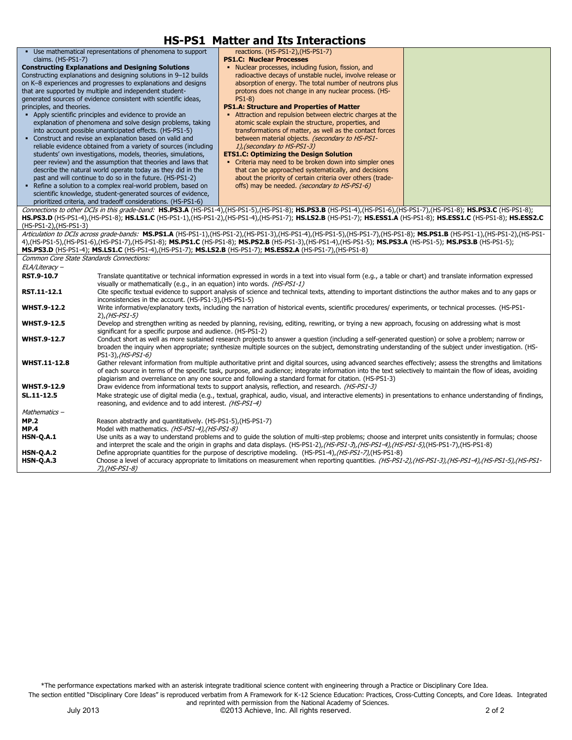# HS-PS1 Matter and Its Interactions

- Use mathematical representations of phenomena to support claims. (HS-PS1-7)

**Constructing Explanations and Designing Solutions**

Constructing explanations and designing solutions in 9–12 builds on K–8 experiences and progresses to explanations and designs that are supported by multiple and independent student-generated sources of evidence consistent with scientific ideas, principles, and theories.

- Apply scientific principles and evidence to provide an explanation of phenomena and solve design problems, taking into account possible unanticipated effects. (HS-PS1-5)
- Construct and revise an explanation based on valid and reliable evidence obtained from a variety of sources (including students' own investigations, models, theories, simulations, peer review) and the assumption that theories and laws that describe the natural world operate today as they did in the past and will continue to do so in the future. (HS-PS1-2)
- Refine a solution to a complex real-world problem, based on scientific knowledge, student-generated sources of evidence, prioritized criteria, and tradeoff considerations. (HS-PS1-6)

reactions. (HS-PS1-2),(HS-PS1-7)

**PS1.C: Nuclear Processes**

- Nuclear processes, including fusion, fission, and radioactive decays of unstable nuclei, involve release or absorption of energy. The total number of neutrons plus protons does not change in any nuclear process. (HS-PS1-8)

**PS1.A: Structure and Properties of Matter**

- Attraction and repulsion between electric charges at the atomic scale explain the structure, properties, and transformations of matter, as well as the contact forces between material objects. *(secondary to HS-PS1-1),(secondary to HS-PS1-3)*

**ETS1.C: Optimizing the Design Solution**

- Criteria may need to be broken down into simpler ones that can be approached systematically, and decisions about the priority of certain criteria over others (trade-offs) may be needed. *(secondary to HS-PS1-6)*

*Connections to other DCIs in this grade-band:* **HS.PS3.A** (HS-PS1-4),(HS-PS1-5),(HS-PS1-8); **HS.PS3.B** (HS-PS1-4),(HS-PS1-6),(HS-PS1-7),(HS-PS1-8); **HS.PS3.C** (HS-PS1-8); **HS.PS3.D** (HS-PS1-4),(HS-PS1-8); **HS.LS1.C** (HS-PS1-1),(HS-PS1-2),(HS-PS1-4),(HS-PS1-7); **HS.LS2.B** (HS-PS1-7); **HS.ESS1.A** (HS-PS1-8); **HS.ESS1.C** (HS-PS1-8); **HS.ESS2.C** (HS-PS1-2),(HS-PS1-3)

*Articulation to DCIs across grade-bands:* **MS.PS1.A** (HS-PS1-1),(HS-PS1-2),(HS-PS1-3),(HS-PS1-4),(HS-PS1-5),(HS-PS1-7),(HS-PS1-8); **MS.PS1.B** (HS-PS1-1),(HS-PS1-2),(HS-PS1-4),(HS-PS1-5),(HS-PS1-6),(HS-PS1-7),(HS-PS1-8); **MS.PS1.C** (HS-PS1-8); **MS.PS2.B** (HS-PS1-3),(HS-PS1-4),(HS-PS1-5); **MS.PS3.A** (HS-PS1-5); **MS.PS3.B** (HS-PS1-5); **MS.PS3.D** (HS-PS1-4); **MS.LS1.C** (HS-PS1-4),(HS-PS1-7); **MS.LS2.B** (HS-PS1-7); **MS.ESS2.A** (HS-PS1-7),(HS-PS1-8)

*Common Core State Standards Connections:*

*ELA/Literacy –*

| | |
|---|---|
| **RST.9-10.7** | Translate quantitative or technical information expressed in words in a text into visual form (e.g., a table or chart) and translate information expressed visually or mathematically (e.g., in an equation) into words. *(HS-PS1-1)* |
| **RST.11-12.1** | Cite specific textual evidence to support analysis of science and technical texts, attending to important distinctions the author makes and to any gaps or inconsistencies in the account. (HS-PS1-3),(HS-PS1-5) |
| **WHST.9-12.2** | Write informative/explanatory texts, including the narration of historical events, scientific procedures/ experiments, or technical processes. (HS-PS1-2),*(HS-PS1-5)* |
| **WHST.9-12.5** | Develop and strengthen writing as needed by planning, revising, editing, rewriting, or trying a new approach, focusing on addressing what is most significant for a specific purpose and audience. (HS-PS1-2) |
| **WHST.9-12.7** | Conduct short as well as more sustained research projects to answer a question (including a self-generated question) or solve a problem; narrow or broaden the inquiry when appropriate; synthesize multiple sources on the subject, demonstrating understanding of the subject under investigation. (HS-PS1-3),*(HS-PS1-6)* |
| **WHST.11-12.8** | Gather relevant information from multiple authoritative print and digital sources, using advanced searches effectively; assess the strengths and limitations of each source in terms of the specific task, purpose, and audience; integrate information into the text selectively to maintain the flow of ideas, avoiding plagiarism and overreliance on any one source and following a standard format for citation. (HS-PS1-3) |
| **WHST.9-12.9** | Draw evidence from informational texts to support analysis, reflection, and research. *(HS-PS1-3)* |
| **SL.11-12.5** | Make strategic use of digital media (e.g., textual, graphical, audio, visual, and interactive elements) in presentations to enhance understanding of findings, reasoning, and evidence and to add interest. *(HS-PS1-4)* |

*Mathematics –*

| | |
|---|---|
| **MP.2** | Reason abstractly and quantitatively. (HS-PS1-5),(HS-PS1-7) |
| **MP.4** | Model with mathematics. *(HS-PS1-4),(HS-PS1-8)* |
| **HSN-Q.A.1** | Use units as a way to understand problems and to guide the solution of multi-step problems; choose and interpret units consistently in formulas; choose and interpret the scale and the origin in graphs and data displays. (HS-PS1-2),*(HS-PS1-3),(HS-PS1-4),(HS-PS1-5)*,(HS-PS1-7),(HS-PS1-8) |
| **HSN-Q.A.2** | Define appropriate quantities for the purpose of descriptive modeling. (HS-PS1-4),*(HS-PS1-7)*,(HS-PS1-8) |
| **HSN-Q.A.3** | Choose a level of accuracy appropriate to limitations on measurement when reporting quantities. *(HS-PS1-2),(HS-PS1-3),(HS-PS1-4),(HS-PS1-5),(HS-PS1-7),(HS-PS1-8)* |

*The performance expectations marked with an asterisk integrate traditional science content with engineering through a Practice or Disciplinary Core Idea.

The section entitled "Disciplinary Core Ideas" is reproduced verbatim from A Framework for K-12 Science Education: Practices, Cross-Cutting Concepts, and Core Ideas. Integrated and reprinted with permission from the National Academy of Sciences.

July 2013 ©2013 Achieve, Inc. All rights reserved.